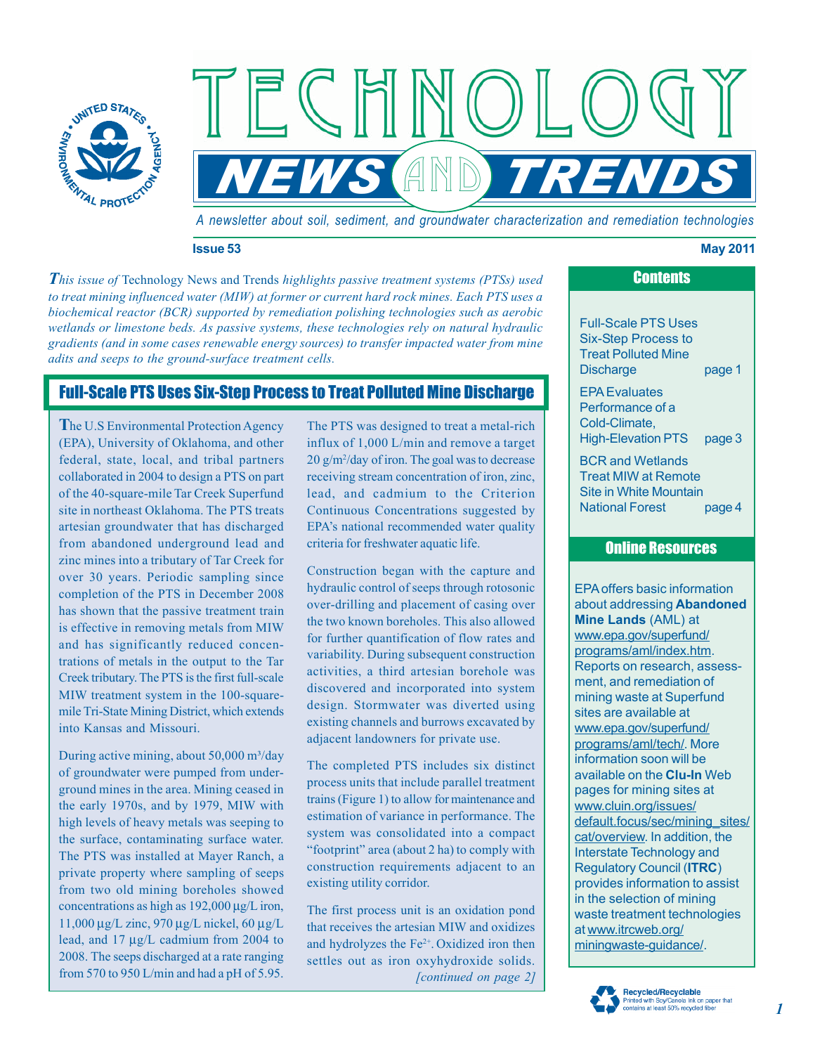# TECHNOLOGY NEWS AND TRENDS

*A newsletter about soil, sediment, and groundwater characterization and remediation technologies*

**Issue 53** **May 2011**

*This issue of* Technology News and Trends *highlights passive treatment systems (PTSs) used to treat mining influenced water (MIW) at former or current hard rock mines. Each PTS uses a biochemical reactor (BCR) supported by remediation polishing technologies such as aerobic wetlands or limestone beds. As passive systems, these technologies rely on natural hydraulic gradients (and in some cases renewable energy sources) to transfer impacted water from mine adits and seeps to the ground-surface treatment cells.*

## Full-Scale PTS Uses Six-Step Process to Treat Polluted Mine Discharge

The U.S Environmental Protection Agency (EPA), University of Oklahoma, and other federal, state, local, and tribal partners collaborated in 2004 to design a PTS on part of the 40-square-mile Tar Creek Superfund site in northeast Oklahoma. The PTS treats artesian groundwater that has discharged from abandoned underground lead and zinc mines into a tributary of Tar Creek for over 30 years. Periodic sampling since completion of the PTS in December 2008 has shown that the passive treatment train is effective in removing metals from MIW and has significantly reduced concentrations of metals in the output to the Tar Creek tributary. The PTS is the first full-scale MIW treatment system in the 100-square-mile Tri-State Mining District, which extends into Kansas and Missouri.

During active mining, about 50,000 $m^3$/day of groundwater were pumped from underground mines in the area. Mining ceased in the early 1970s, and by 1979, MIW with high levels of heavy metals was seeping to the surface, contaminating surface water. The PTS was installed at Mayer Ranch, a private property where sampling of seeps from two old mining boreholes showed concentrations as high as 192,000 µg/L iron, 11,000 µg/L zinc, 970 µg/L nickel, 60 µg/L lead, and 17 µg/L cadmium from 2004 to 2008. The seeps discharged at a rate ranging from 570 to 950 L/min and had a pH of 5.95.

The PTS was designed to treat a metal-rich influx of 1,000 L/min and remove a target 20 g/$m^2$/day of iron. The goal was to decrease receiving stream concentration of iron, zinc, lead, and cadmium to the Criterion Continuous Concentrations suggested by EPA's national recommended water quality criteria for freshwater aquatic life.

Construction began with the capture and hydraulic control of seeps through rotosonic over-drilling and placement of casing over the two known boreholes. This also allowed for further quantification of flow rates and variability. During subsequent construction activities, a third artesian borehole was discovered and incorporated into system design. Stormwater was diverted using existing channels and burrows excavated by adjacent landowners for private use.

The completed PTS includes six distinct process units that include parallel treatment trains (Figure 1) to allow for maintenance and estimation of variance in performance. The system was consolidated into a compact "footprint" area (about 2 ha) to comply with construction requirements adjacent to an existing utility corridor.

The first process unit is an oxidation pond that receives the artesian MIW and oxidizes and hydrolyzes the $Fe^{2+}$. Oxidized iron then settles out as iron oxyhydroxide solids. *[continued on page 2]*

## Contents

- Full-Scale PTS Uses Six-Step Process to Treat Polluted Mine Discharge — page 1
- EPA Evaluates Performance of a Cold-Climate, High-Elevation PTS — page 3
- BCR and Wetlands Treat MIW at Remote Site in White Mountain National Forest — page 4

## Online Resources

EPA offers basic information about addressing **Abandoned Mine Lands** (AML) at www.epa.gov/superfund/programs/aml/index.htm. Reports on research, assessment, and remediation of mining waste at Superfund sites are available at www.epa.gov/superfund/programs/aml/tech/. More information soon will be available on the **Clu-In** Web pages for mining sites at www.cluin.org/issues/default.focus/sec/mining_sites/cat/overview. In addition, the Interstate Technology and Regulatory Council (**ITRC**) provides information to assist in the selection of mining waste treatment technologies at www.itrcweb.org/miningwaste-guidance/.

Recycled/Recyclable
Printed with Soy/Canola ink on paper that contains at least 50% recycled fiber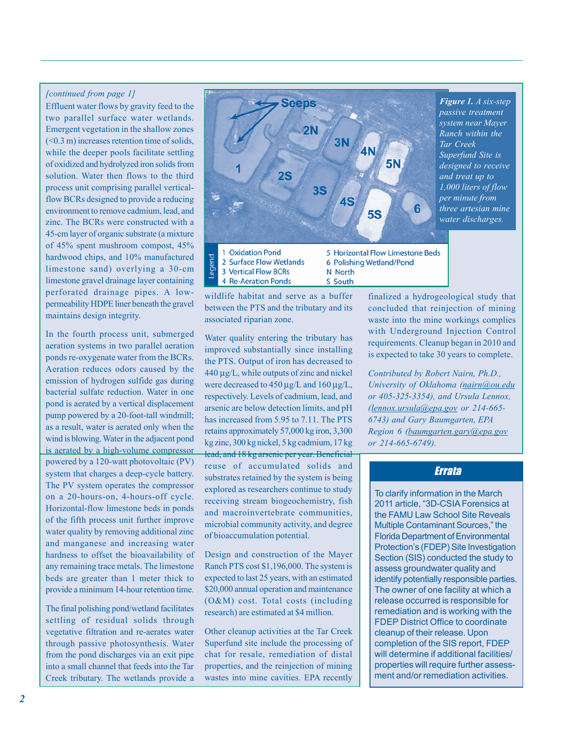*[continued from page 1]*

Effluent water flows by gravity feed to the two parallel surface water wetlands. Emergent vegetation in the shallow zones (<0.3 m) increases retention time of solids, while the deeper pools facilitate settling of oxidized and hydrolyzed iron solids from solution. Water then flows to the third process unit comprising parallel vertical-flow BCRs designed to provide a reducing environment to remove cadmium, lead, and zinc. The BCRs were constructed with a 45-cm layer of organic substrate (a mixture of 45% spent mushroom compost, 45% hardwood chips, and 10% manufactured limestone sand) overlying a 30-cm limestone gravel drainage layer containing perforated drainage pipes. A low-permeability HDPE liner beneath the gravel maintains design integrity.

In the fourth process unit, submerged aeration systems in two parallel aeration ponds re-oxygenate water from the BCRs. Aeration reduces odors caused by the emission of hydrogen sulfide gas during bacterial sulfate reduction. Water in one pond is aerated by a vertical displacement pump powered by a 20-foot-tall windmill; as a result, water is aerated only when the wind is blowing. Water in the adjacent pond is aerated by a high-volume compressor powered by a 120-watt photovoltaic (PV) system that charges a deep-cycle battery. The PV system operates the compressor on a 20-hours-on, 4-hours-off cycle. Horizontal-flow limestone beds in ponds of the fifth process unit further improve water quality by removing additional zinc and manganese and increasing water hardness to offset the bioavailability of any remaining trace metals. The limestone beds are greater than 1 meter thick to provide a minimum 14-hour retention time.

The final polishing pond/wetland facilitates settling of residual solids through vegetative filtration and re-aerates water through passive photosynthesis. Water from the pond discharges via an exit pipe into a small channel that feeds into the Tar Creek tributary. The wetlands provide a wildlife habitat and serve as a buffer between the PTS and the tributary and its associated riparian zone.

Legend: 1 Oxidation Pond; 2 Surface Flow Wetlands; 3 Vertical Flow BCRs; 4 Re-Aeration Ponds; 5 Horizontal Flow Limestone Beds; 6 Polishing Wetland/Pond; N North; S South

***Figure 1.** A six-step passive treatment system near Mayer Ranch within the Tar Creek Superfund Site is designed to receive and treat up to 1,000 liters of flow per minute from three artesian mine water discharges.*

Water quality entering the tributary has improved substantially since installing the PTS. Output of iron has decreased to 440 µg/L, while outputs of zinc and nickel were decreased to 450 µg/L and 160 µg/L, respectively. Levels of cadmium, lead, and arsenic are below detection limits, and pH has increased from 5.95 to 7.11. The PTS retains approximately 57,000 kg iron, 3,300 kg zinc, 300 kg nickel, 5 kg cadmium, 17 kg lead, and 18 kg arsenic per year. Beneficial reuse of accumulated solids and substrates retained by the system is being explored as researchers continue to study receiving stream biogeochemistry, fish and macroinvertebrate communities, microbial community activity, and degree of bioaccumulation potential.

Design and construction of the Mayer Ranch PTS cost $1,196,000. The system is expected to last 25 years, with an estimated $20,000 annual operation and maintenance (O&M) cost. Total costs (including research) are estimated at $4 million.

Other cleanup activities at the Tar Creek Superfund site include the processing of chat for resale, remediation of distal properties, and the reinjection of mining wastes into mine cavities. EPA recently finalized a hydrogeological study that concluded that reinjection of mining waste into the mine workings complies with Underground Injection Control requirements. Cleanup began in 2010 and is expected to take 30 years to complete.

*Contributed by Robert Nairn, Ph.D., University of Oklahoma (nairn@ou.edu or 405-325-3354), and Ursula Lennox, (lennox.ursula@epa.gov or 214-665-6743) and Gary Baumgarten, EPA Region 6 (baumgarten.gary@epa.gov or 214-665-6749).*

## Errata

To clarify information in the March 2011 article, "3D-CSIA Forensics at the FAMU Law School Site Reveals Multiple Contaminant Sources," the Florida Department of Environmental Protection's (FDEP) Site Investigation Section (SIS) conducted the study to assess groundwater quality and identify potentially responsible parties. The owner of one facility at which a release occurred is responsible for remediation and is working with the FDEP District Office to coordinate cleanup of their release. Upon completion of the SIS report, FDEP will determine if additional facilities/properties will require further assessment and/or remediation activities.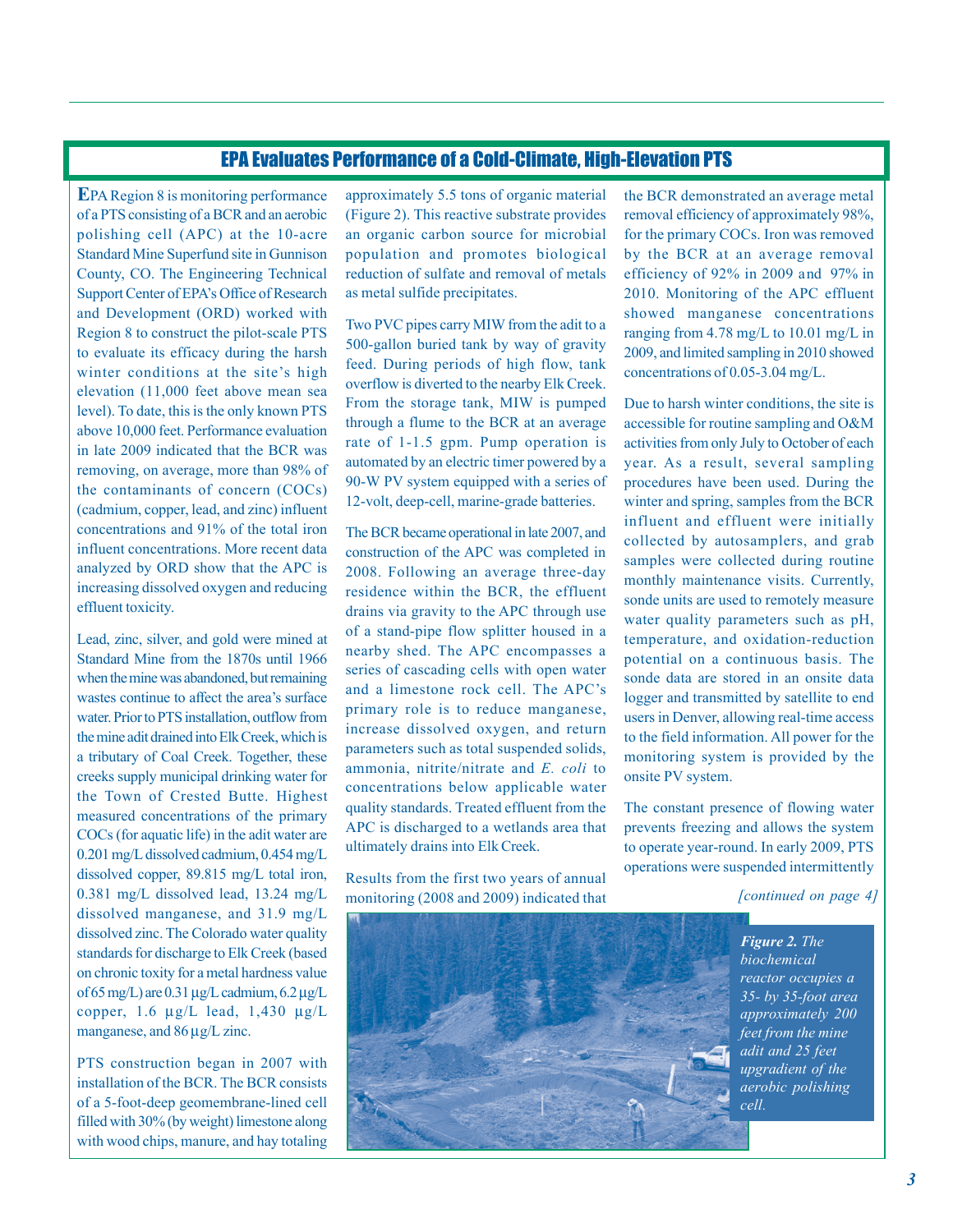## EPA Evaluates Performance of a Cold-Climate, High-Elevation PTS

EPA Region 8 is monitoring performance of a PTS consisting of a BCR and an aerobic polishing cell (APC) at the 10-acre Standard Mine Superfund site in Gunnison County, CO. The Engineering Technical Support Center of EPA's Office of Research and Development (ORD) worked with Region 8 to construct the pilot-scale PTS to evaluate its efficacy during the harsh winter conditions at the site's high elevation (11,000 feet above mean sea level). To date, this is the only known PTS above 10,000 feet. Performance evaluation in late 2009 indicated that the BCR was removing, on average, more than 98% of the contaminants of concern (COCs) (cadmium, copper, lead, and zinc) influent concentrations and 91% of the total iron influent concentrations. More recent data analyzed by ORD show that the APC is increasing dissolved oxygen and reducing effluent toxicity.

Lead, zinc, silver, and gold were mined at Standard Mine from the 1870s until 1966 when the mine was abandoned, but remaining wastes continue to affect the area's surface water. Prior to PTS installation, outflow from the mine adit drained into Elk Creek, which is a tributary of Coal Creek. Together, these creeks supply municipal drinking water for the Town of Crested Butte. Highest measured concentrations of the primary COCs (for aquatic life) in the adit water are 0.201 mg/L dissolved cadmium, 0.454 mg/L dissolved copper, 89.815 mg/L total iron, 0.381 mg/L dissolved lead, 13.24 mg/L dissolved manganese, and 31.9 mg/L dissolved zinc. The Colorado water quality standards for discharge to Elk Creek (based on chronic toxity for a metal hardness value of 65 mg/L) are 0.31 µg/L cadmium, 6.2 µg/L copper, 1.6 µg/L lead, 1,430 µg/L manganese, and 86 µg/L zinc.

PTS construction began in 2007 with installation of the BCR. The BCR consists of a 5-foot-deep geomembrane-lined cell filled with 30% (by weight) limestone along with wood chips, manure, and hay totaling approximately 5.5 tons of organic material (Figure 2). This reactive substrate provides an organic carbon source for microbial population and promotes biological reduction of sulfate and removal of metals as metal sulfide precipitates.

Two PVC pipes carry MIW from the adit to a 500-gallon buried tank by way of gravity feed. During periods of high flow, tank overflow is diverted to the nearby Elk Creek. From the storage tank, MIW is pumped through a flume to the BCR at an average rate of 1-1.5 gpm. Pump operation is automated by an electric timer powered by a 90-W PV system equipped with a series of 12-volt, deep-cell, marine-grade batteries.

The BCR became operational in late 2007, and construction of the APC was completed in 2008. Following an average three-day residence within the BCR, the effluent drains via gravity to the APC through use of a stand-pipe flow splitter housed in a nearby shed. The APC encompasses a series of cascading cells with open water and a limestone rock cell. The APC's primary role is to reduce manganese, increase dissolved oxygen, and return parameters such as total suspended solids, ammonia, nitrite/nitrate and *E. coli* to concentrations below applicable water quality standards. Treated effluent from the APC is discharged to a wetlands area that ultimately drains into Elk Creek.

Results from the first two years of annual monitoring (2008 and 2009) indicated that the BCR demonstrated an average metal removal efficiency of approximately 98%, for the primary COCs. Iron was removed by the BCR at an average removal efficiency of 92% in 2009 and 97% in 2010. Monitoring of the APC effluent showed manganese concentrations ranging from 4.78 mg/L to 10.01 mg/L in 2009, and limited sampling in 2010 showed concentrations of 0.05-3.04 mg/L.

Due to harsh winter conditions, the site is accessible for routine sampling and O&M activities from only July to October of each year. As a result, several sampling procedures have been used. During the winter and spring, samples from the BCR influent and effluent were initially collected by autosamplers, and grab samples were collected during routine monthly maintenance visits. Currently, sonde units are used to remotely measure water quality parameters such as pH, temperature, and oxidation-reduction potential on a continuous basis. The sonde data are stored in an onsite data logger and transmitted by satellite to end users in Denver, allowing real-time access to the field information. All power for the monitoring system is provided by the onsite PV system.

The constant presence of flowing water prevents freezing and allows the system to operate year-round. In early 2009, PTS operations were suspended intermittently

*[continued on page 4]*

***Figure 2.*** *The biochemical reactor occupies a 35- by 35-foot area approximately 200 feet from the mine adit and 25 feet upgradient of the aerobic polishing cell.*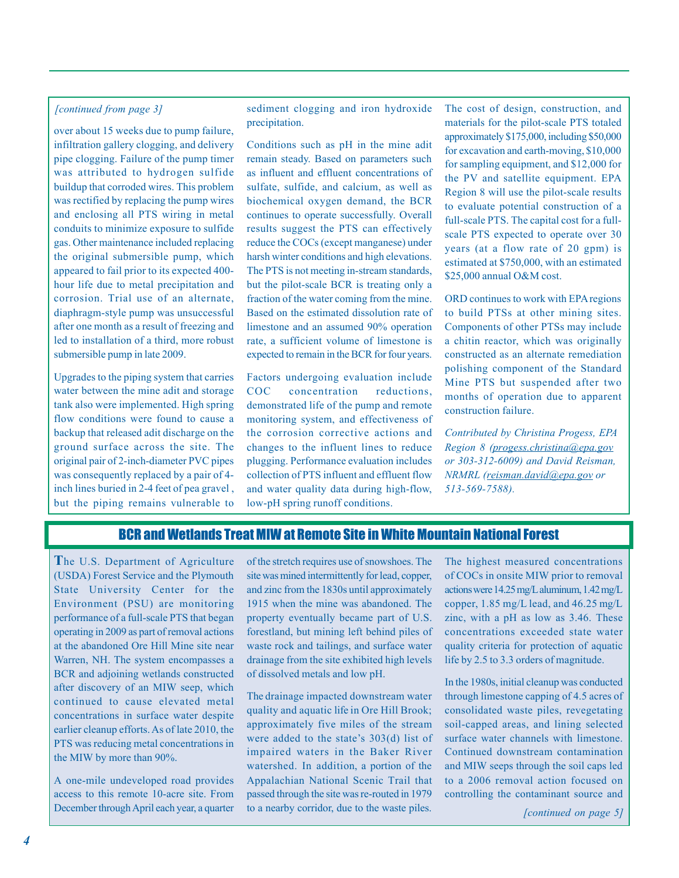*[continued from page 3]*

over about 15 weeks due to pump failure, infiltration gallery clogging, and delivery pipe clogging. Failure of the pump timer was attributed to hydrogen sulfide buildup that corroded wires. This problem was rectified by replacing the pump wires and enclosing all PTS wiring in metal conduits to minimize exposure to sulfide gas. Other maintenance included replacing the original submersible pump, which appeared to fail prior to its expected 400-hour life due to metal precipitation and corrosion. Trial use of an alternate, diaphragm-style pump was unsuccessful after one month as a result of freezing and led to installation of a third, more robust submersible pump in late 2009.

Upgrades to the piping system that carries water between the mine adit and storage tank also were implemented. High spring flow conditions were found to cause a backup that released adit discharge on the ground surface across the site. The original pair of 2-inch-diameter PVC pipes was consequently replaced by a pair of 4-inch lines buried in 2-4 feet of pea gravel , but the piping remains vulnerable to sediment clogging and iron hydroxide precipitation.

Conditions such as pH in the mine adit remain steady. Based on parameters such as influent and effluent concentrations of sulfate, sulfide, and calcium, as well as biochemical oxygen demand, the BCR continues to operate successfully. Overall results suggest the PTS can effectively reduce the COCs (except manganese) under harsh winter conditions and high elevations. The PTS is not meeting in-stream standards, but the pilot-scale BCR is treating only a fraction of the water coming from the mine. Based on the estimated dissolution rate of limestone and an assumed 90% operation rate, a sufficient volume of limestone is expected to remain in the BCR for four years.

Factors undergoing evaluation include COC concentration reductions, demonstrated life of the pump and remote monitoring system, and effectiveness of the corrosion corrective actions and changes to the influent lines to reduce plugging. Performance evaluation includes collection of PTS influent and effluent flow and water quality data during high-flow, low-pH spring runoff conditions.

The cost of design, construction, and materials for the pilot-scale PTS totaled approximately $175,000, including $50,000 for excavation and earth-moving, $10,000 for sampling equipment, and $12,000 for the PV and satellite equipment. EPA Region 8 will use the pilot-scale results to evaluate potential construction of a full-scale PTS. The capital cost for a full-scale PTS expected to operate over 30 years (at a flow rate of 20 gpm) is estimated at $750,000, with an estimated $25,000 annual O&M cost.

ORD continues to work with EPA regions to build PTSs at other mining sites. Components of other PTSs may include a chitin reactor, which was originally constructed as an alternate remediation polishing component of the Standard Mine PTS but suspended after two months of operation due to apparent construction failure.

*Contributed by Christina Progess, EPA Region 8 (progess.christina@epa.gov or 303-312-6009) and David Reisman, NRMRL (reisman.david@epa.gov or 513-569-7588).*

## BCR and Wetlands Treat MIW at Remote Site in White Mountain National Forest

The U.S. Department of Agriculture (USDA) Forest Service and the Plymouth State University Center for the Environment (PSU) are monitoring performance of a full-scale PTS that began operating in 2009 as part of removal actions at the abandoned Ore Hill Mine site near Warren, NH. The system encompasses a BCR and adjoining wetlands constructed after discovery of an MIW seep, which continued to cause elevated metal concentrations in surface water despite earlier cleanup efforts. As of late 2010, the PTS was reducing metal concentrations in the MIW by more than 90%.

A one-mile undeveloped road provides access to this remote 10-acre site. From December through April each year, a quarter of the stretch requires use of snowshoes. The site was mined intermittently for lead, copper, and zinc from the 1830s until approximately 1915 when the mine was abandoned. The property eventually became part of U.S. forestland, but mining left behind piles of waste rock and tailings, and surface water drainage from the site exhibited high levels of dissolved metals and low pH.

The drainage impacted downstream water quality and aquatic life in Ore Hill Brook; approximately five miles of the stream were added to the state's 303(d) list of impaired waters in the Baker River watershed. In addition, a portion of the Appalachian National Scenic Trail that passed through the site was re-routed in 1979 to a nearby corridor, due to the waste piles.

The highest measured concentrations of COCs in onsite MIW prior to removal actions were 14.25 mg/L aluminum, 1.42 mg/L copper, 1.85 mg/L lead, and 46.25 mg/L zinc, with a pH as low as 3.46. These concentrations exceeded state water quality criteria for protection of aquatic life by 2.5 to 3.3 orders of magnitude.

In the 1980s, initial cleanup was conducted through limestone capping of 4.5 acres of consolidated waste piles, revegetating soil-capped areas, and lining selected surface water channels with limestone. Continued downstream contamination and MIW seeps through the soil caps led to a 2006 removal action focused on controlling the contaminant source and

*[continued on page 5]*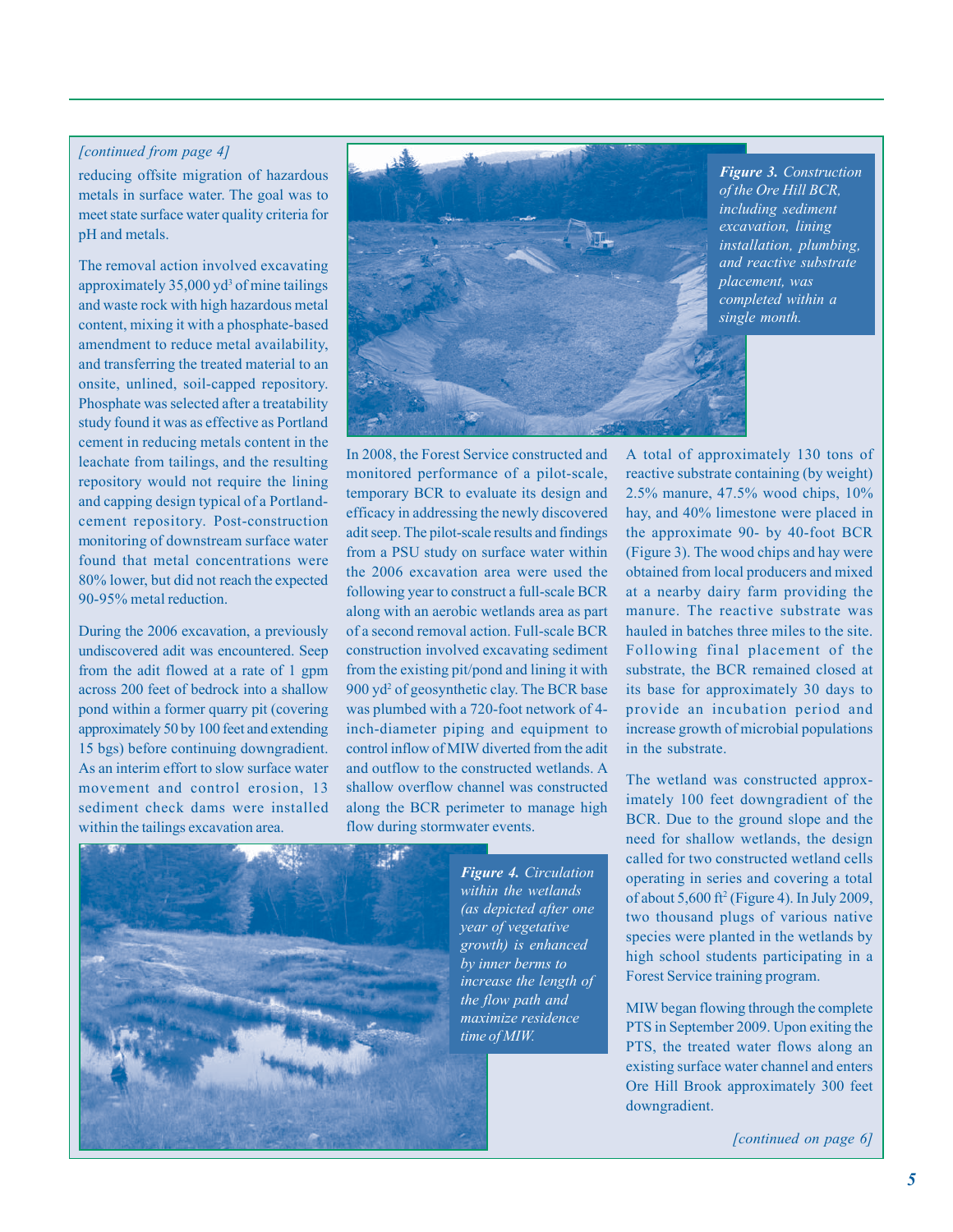*[continued from page 4]*

reducing offsite migration of hazardous metals in surface water. The goal was to meet state surface water quality criteria for pH and metals.

The removal action involved excavating approximately 35,000 yd$^3$ of mine tailings and waste rock with high hazardous metal content, mixing it with a phosphate-based amendment to reduce metal availability, and transferring the treated material to an onsite, unlined, soil-capped repository. Phosphate was selected after a treatability study found it was as effective as Portland cement in reducing metals content in the leachate from tailings, and the resulting repository would not require the lining and capping design typical of a Portland-cement repository. Post-construction monitoring of downstream surface water found that metal concentrations were 80% lower, but did not reach the expected 90-95% metal reduction.

During the 2006 excavation, a previously undiscovered adit was encountered. Seep from the adit flowed at a rate of 1 gpm across 200 feet of bedrock into a shallow pond within a former quarry pit (covering approximately 50 by 100 feet and extending 15 bgs) before continuing downgradient. As an interim effort to slow surface water movement and control erosion, 13 sediment check dams were installed within the tailings excavation area.

***Figure 3.*** *Construction of the Ore Hill BCR, including sediment excavation, lining installation, plumbing, and reactive substrate placement, was completed within a single month.*

In 2008, the Forest Service constructed and monitored performance of a pilot-scale, temporary BCR to evaluate its design and efficacy in addressing the newly discovered adit seep. The pilot-scale results and findings from a PSU study on surface water within the 2006 excavation area were used the following year to construct a full-scale BCR along with an aerobic wetlands area as part of a second removal action. Full-scale BCR construction involved excavating sediment from the existing pit/pond and lining it with 900 yd$^2$ of geosynthetic clay. The BCR base was plumbed with a 720-foot network of 4-inch-diameter piping and equipment to control inflow of MIW diverted from the adit and outflow to the constructed wetlands. A shallow overflow channel was constructed along the BCR perimeter to manage high flow during stormwater events.

A total of approximately 130 tons of reactive substrate containing (by weight) 2.5% manure, 47.5% wood chips, 10% hay, and 40% limestone were placed in the approximate 90- by 40-foot BCR (Figure 3). The wood chips and hay were obtained from local producers and mixed at a nearby dairy farm providing the manure. The reactive substrate was hauled in batches three miles to the site. Following final placement of the substrate, the BCR remained closed at its base for approximately 30 days to provide an incubation period and increase growth of microbial populations in the substrate.

The wetland was constructed approximately 100 feet downgradient of the BCR. Due to the ground slope and the need for shallow wetlands, the design called for two constructed wetland cells operating in series and covering a total of about 5,600 ft$^2$ (Figure 4). In July 2009, two thousand plugs of various native species were planted in the wetlands by high school students participating in a Forest Service training program.

***Figure 4.*** *Circulation within the wetlands (as depicted after one year of vegetative growth) is enhanced by inner berms to increase the length of the flow path and maximize residence time of MIW.*

MIW began flowing through the complete PTS in September 2009. Upon exiting the PTS, the treated water flows along an existing surface water channel and enters Ore Hill Brook approximately 300 feet downgradient.

*[continued on page 6]*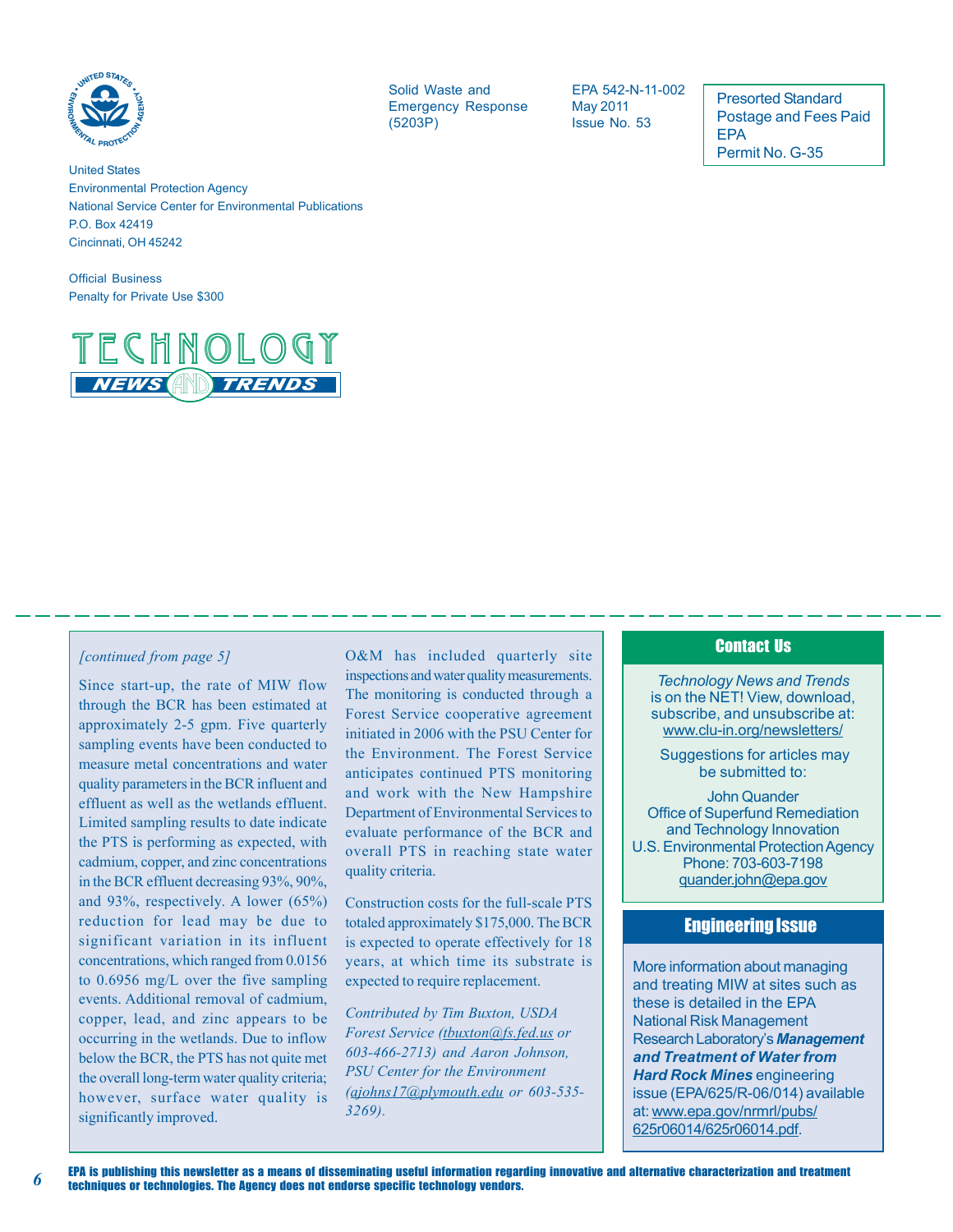Solid Waste and Emergency Response (5203P)

EPA 542-N-11-002
May 2011
Issue No. 53

Presorted Standard
Postage and Fees Paid
EPA
Permit No. G-35

United States
Environmental Protection Agency
National Service Center for Environmental Publications
P.O. Box 42419
Cincinnati, OH 45242

Official Business
Penalty for Private Use $300

# TECHNOLOGY NEWS AND TRENDS

*[continued from page 5]*

Since start-up, the rate of MIW flow through the BCR has been estimated at approximately 2-5 gpm. Five quarterly sampling events have been conducted to measure metal concentrations and water quality parameters in the BCR influent and effluent as well as the wetlands effluent. Limited sampling results to date indicate the PTS is performing as expected, with cadmium, copper, and zinc concentrations in the BCR effluent decreasing 93%, 90%, and 93%, respectively. A lower (65%) reduction for lead may be due to significant variation in its influent concentrations, which ranged from 0.0156 to 0.6956 mg/L over the five sampling events. Additional removal of cadmium, copper, lead, and zinc appears to be occurring in the wetlands. Due to inflow below the BCR, the PTS has not quite met the overall long-term water quality criteria; however, surface water quality is significantly improved.

O&M has included quarterly site inspections and water quality measurements. The monitoring is conducted through a Forest Service cooperative agreement initiated in 2006 with the PSU Center for the Environment. The Forest Service anticipates continued PTS monitoring and work with the New Hampshire Department of Environmental Services to evaluate performance of the BCR and overall PTS in reaching state water quality criteria.

Construction costs for the full-scale PTS totaled approximately $175,000. The BCR is expected to operate effectively for 18 years, at which time its substrate is expected to require replacement.

*Contributed by Tim Buxton, USDA Forest Service (tbuxton@fs.fed.us or 603-466-2713) and Aaron Johnson, PSU Center for the Environment (ajohns17@plymouth.edu or 603-535-3269).*

## Contact Us

*Technology News and Trends* is on the NET! View, download, subscribe, and unsubscribe at: www.clu-in.org/newsletters/

Suggestions for articles may be submitted to:

John Quander
Office of Superfund Remediation and Technology Innovation
U.S. Environmental Protection Agency
Phone: 703-603-7198
quander.john@epa.gov

## Engineering Issue

More information about managing and treating MIW at sites such as these is detailed in the EPA National Risk Management Research Laboratory's ***Management and Treatment of Water from Hard Rock Mines*** engineering issue (EPA/625/R-06/014) available at: www.epa.gov/nrmrl/pubs/625r06014/625r06014.pdf.

**EPA is publishing this newsletter as a means of disseminating useful information regarding innovative and alternative characterization and treatment techniques or technologies. The Agency does not endorse specific technology vendors.**